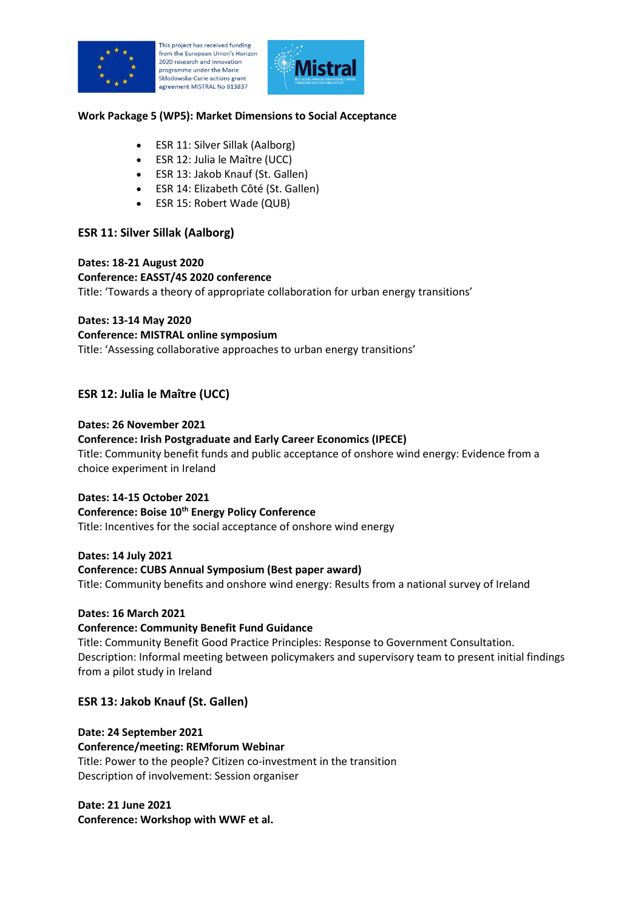This project has received funding from the European Union's Horizon 2020 research and innovation programme under the Marie Skłodowska-Curie actions grant agreement MISTRAL No 813837

**Work Package 5 (WP5): Market Dimensions to Social Acceptance**

- ESR 11: Silver Sillak (Aalborg)
- ESR 12: Julia le Maître (UCC)
- ESR 13: Jakob Knauf (St. Gallen)
- ESR 14: Elizabeth Côté (St. Gallen)
- ESR 15: Robert Wade (QUB)

## ESR 11: Silver Sillak (Aalborg)

**Dates: 18-21 August 2020**
**Conference: EASST/4S 2020 conference**
Title: 'Towards a theory of appropriate collaboration for urban energy transitions'

**Dates: 13-14 May 2020**
**Conference: MISTRAL online symposium**
Title: 'Assessing collaborative approaches to urban energy transitions'

## ESR 12: Julia le Maître (UCC)

**Dates: 26 November 2021**
**Conference: Irish Postgraduate and Early Career Economics (IPECE)**
Title: Community benefit funds and public acceptance of onshore wind energy: Evidence from a choice experiment in Ireland

**Dates: 14-15 October 2021**
**Conference: Boise 10th Energy Policy Conference**
Title: Incentives for the social acceptance of onshore wind energy

**Dates: 14 July 2021**
**Conference: CUBS Annual Symposium (Best paper award)**
Title: Community benefits and onshore wind energy: Results from a national survey of Ireland

**Dates: 16 March 2021**
**Conference: Community Benefit Fund Guidance**
Title: Community Benefit Good Practice Principles: Response to Government Consultation.
Description: Informal meeting between policymakers and supervisory team to present initial findings from a pilot study in Ireland

## ESR 13: Jakob Knauf (St. Gallen)

**Date: 24 September 2021**
**Conference/meeting: REMforum Webinar**
Title: Power to the people? Citizen co-investment in the transition
Description of involvement: Session organiser

**Date: 21 June 2021**
**Conference: Workshop with WWF et al.**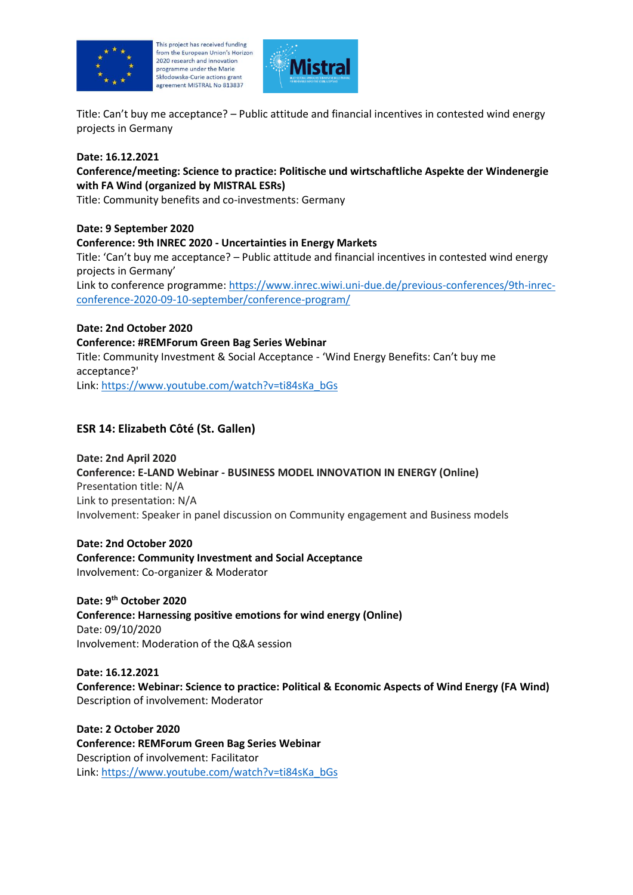Title: Can't buy me acceptance? – Public attitude and financial incentives in contested wind energy projects in Germany

**Date: 16.12.2021**
**Conference/meeting: Science to practice: Politische und wirtschaftliche Aspekte der Windenergie with FA Wind (organized by MISTRAL ESRs)**
Title: Community benefits and co-investments: Germany

**Date: 9 September 2020**
**Conference: 9th INREC 2020 - Uncertainties in Energy Markets**
Title: 'Can't buy me acceptance? – Public attitude and financial incentives in contested wind energy projects in Germany'
Link to conference programme: https://www.inrec.wiwi.uni-due.de/previous-conferences/9th-inrec-conference-2020-09-10-september/conference-program/

**Date: 2nd October 2020**
**Conference: #REMForum Green Bag Series Webinar**
Title: Community Investment & Social Acceptance - 'Wind Energy Benefits: Can't buy me acceptance?'
Link: https://www.youtube.com/watch?v=ti84sKa_bGs

### ESR 14: Elizabeth Côté (St. Gallen)

**Date: 2nd April 2020**
**Conference: E-LAND Webinar - BUSINESS MODEL INNOVATION IN ENERGY (Online)**
Presentation title: N/A
Link to presentation: N/A
Involvement: Speaker in panel discussion on Community engagement and Business models

**Date: 2nd October 2020**
**Conference: Community Investment and Social Acceptance**
Involvement: Co-organizer & Moderator

**Date: 9th October 2020**
**Conference: Harnessing positive emotions for wind energy (Online)**
Date: 09/10/2020
Involvement: Moderation of the Q&A session

**Date: 16.12.2021**
**Conference: Webinar: Science to practice: Political & Economic Aspects of Wind Energy (FA Wind)**
Description of involvement: Moderator

**Date: 2 October 2020**
**Conference: REMForum Green Bag Series Webinar**
Description of involvement: Facilitator
Link: https://www.youtube.com/watch?v=ti84sKa_bGs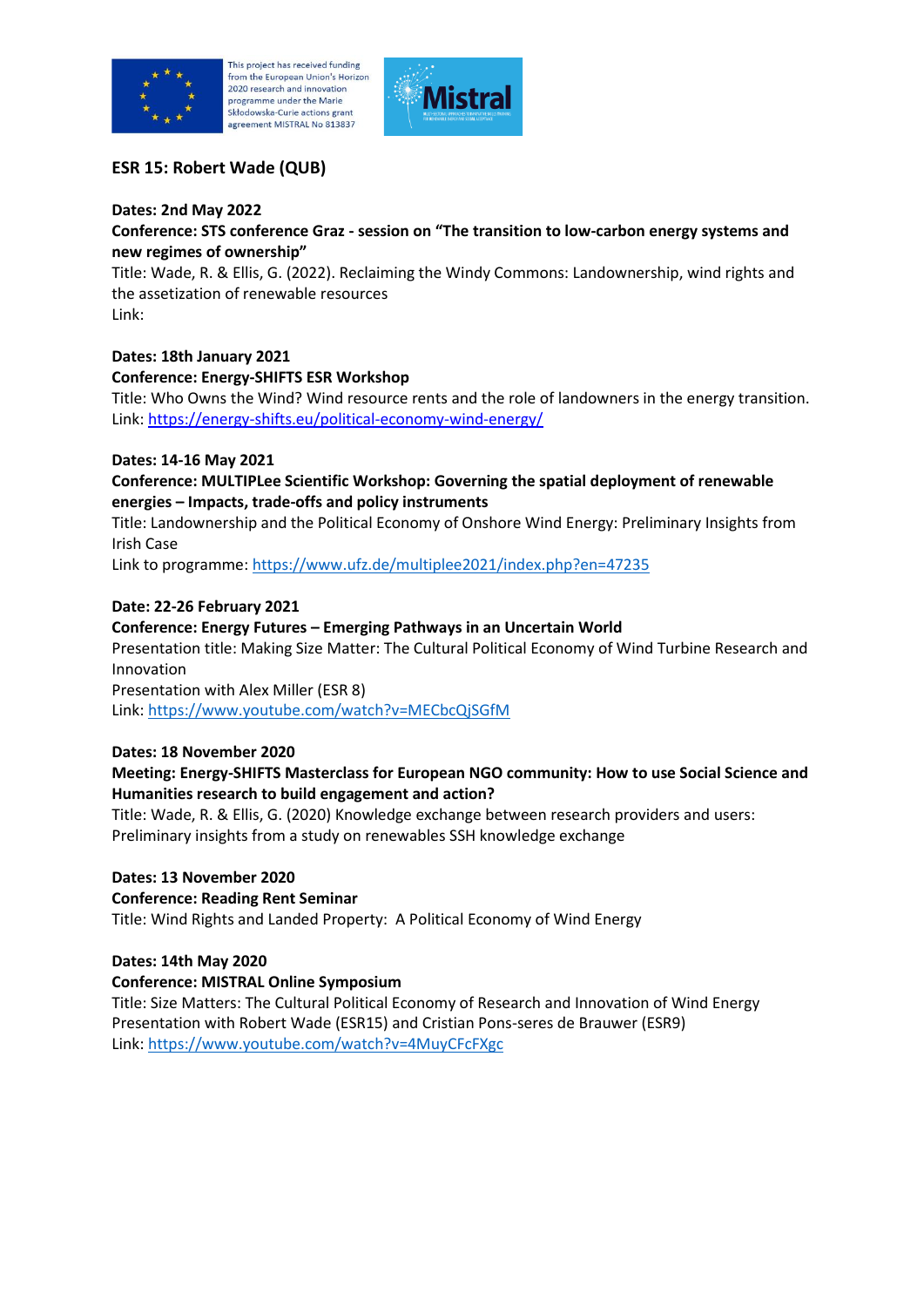This project has received funding from the European Union's Horizon 2020 research and innovation programme under the Marie Skłodowska-Curie actions grant agreement MISTRAL No 813837

## ESR 15: Robert Wade (QUB)

**Dates: 2nd May 2022**
**Conference: STS conference Graz - session on "The transition to low-carbon energy systems and new regimes of ownership"**
Title: Wade, R. & Ellis, G. (2022). Reclaiming the Windy Commons: Landownership, wind rights and the assetization of renewable resources
Link:

**Dates: 18th January 2021**
**Conference: Energy-SHIFTS ESR Workshop**
Title: Who Owns the Wind? Wind resource rents and the role of landowners in the energy transition.
Link: https://energy-shifts.eu/political-economy-wind-energy/

**Dates: 14-16 May 2021**
**Conference: MULTIPLee Scientific Workshop: Governing the spatial deployment of renewable energies – Impacts, trade-offs and policy instruments**
Title: Landownership and the Political Economy of Onshore Wind Energy: Preliminary Insights from Irish Case
Link to programme: https://www.ufz.de/multiplee2021/index.php?en=47235

**Date: 22-26 February 2021**
**Conference: Energy Futures – Emerging Pathways in an Uncertain World**
Presentation title: Making Size Matter: The Cultural Political Economy of Wind Turbine Research and Innovation
Presentation with Alex Miller (ESR 8)
Link: https://www.youtube.com/watch?v=MECbcQjSGfM

**Dates: 18 November 2020**
**Meeting: Energy-SHIFTS Masterclass for European NGO community: How to use Social Science and Humanities research to build engagement and action?**
Title: Wade, R. & Ellis, G. (2020) Knowledge exchange between research providers and users: Preliminary insights from a study on renewables SSH knowledge exchange

**Dates: 13 November 2020**
**Conference: Reading Rent Seminar**
Title: Wind Rights and Landed Property: A Political Economy of Wind Energy

**Dates: 14th May 2020**
**Conference: MISTRAL Online Symposium**
Title: Size Matters: The Cultural Political Economy of Research and Innovation of Wind Energy
Presentation with Robert Wade (ESR15) and Cristian Pons-seres de Brauwer (ESR9)
Link: https://www.youtube.com/watch?v=4MuyCFcFXgc